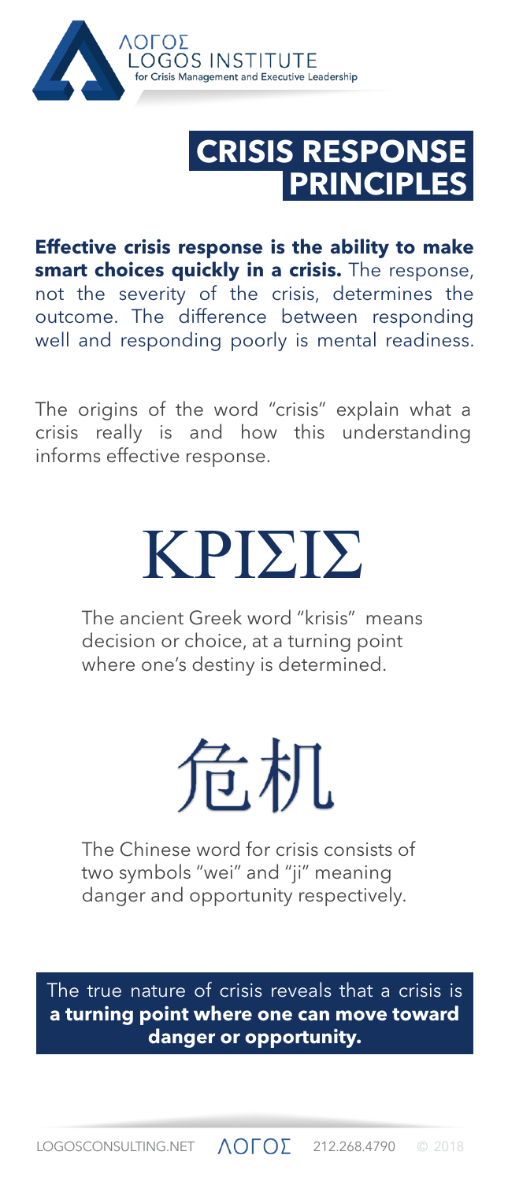ΛΟΓΟΣ
LOGOS INSTITUTE
for Crisis Management and Executive Leadership

# CRISIS RESPONSE PRINCIPLES

**Effective crisis response is the ability to make smart choices quickly in a crisis.** The response, not the severity of the crisis, determines the outcome. The difference between responding well and responding poorly is mental readiness.

The origins of the word "crisis" explain what a crisis really is and how this understanding informs effective response.

## ΚΡΙΣΙΣ

The ancient Greek word "krisis" means decision or choice, at a turning point where one's destiny is determined.

## 危机

The Chinese word for crisis consists of two symbols "wei" and "ji" meaning danger and opportunity respectively.

The true nature of crisis reveals that a crisis is **a turning point where one can move toward danger or opportunity.**

LOGOSCONSULTING.NET ΛΟΓΟΣ 212.268.4790 © 2018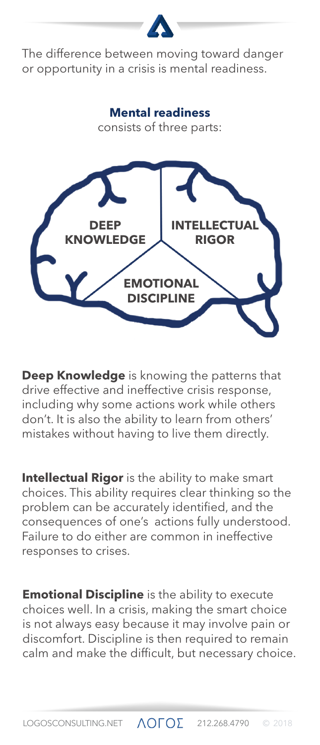The difference between moving toward danger or opportunity in a crisis is mental readiness.

**Mental readiness**
consists of three parts:

DEEP KNOWLEDGE

INTELLECTUAL RIGOR

EMOTIONAL DISCIPLINE

**Deep Knowledge** is knowing the patterns that drive effective and ineffective crisis response, including why some actions work while others don't. It is also the ability to learn from others' mistakes without having to live them directly.

**Intellectual Rigor** is the ability to make smart choices. This ability requires clear thinking so the problem can be accurately identified, and the consequences of one's actions fully understood. Failure to do either are common in ineffective responses to crises.

**Emotional Discipline** is the ability to execute choices well. In a crisis, making the smart choice is not always easy because it may involve pain or discomfort. Discipline is then required to remain calm and make the difficult, but necessary choice.

LOGOSCONSULTING.NET ΛΟΓΟΣ 212.268.4790 © 2018